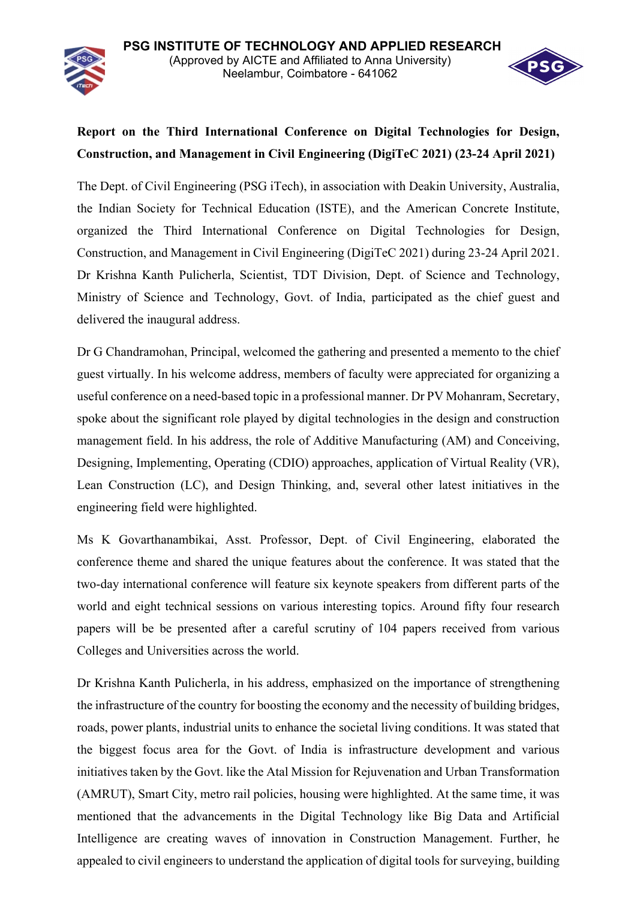PSG INSTITUTE OF TECHNOLOGY AND APPLIED RESEARCH
(Approved by AICTE and Affiliated to Anna University)
Neelambur, Coimbatore - 641062

**Report on the Third International Conference on Digital Technologies for Design, Construction, and Management in Civil Engineering (DigiTeC 2021) (23-24 April 2021)**

The Dept. of Civil Engineering (PSG iTech), in association with Deakin University, Australia, the Indian Society for Technical Education (ISTE), and the American Concrete Institute, organized the Third International Conference on Digital Technologies for Design, Construction, and Management in Civil Engineering (DigiTeC 2021) during 23-24 April 2021. Dr Krishna Kanth Pulicherla, Scientist, TDT Division, Dept. of Science and Technology, Ministry of Science and Technology, Govt. of India, participated as the chief guest and delivered the inaugural address.

Dr G Chandramohan, Principal, welcomed the gathering and presented a memento to the chief guest virtually. In his welcome address, members of faculty were appreciated for organizing a useful conference on a need-based topic in a professional manner. Dr PV Mohanram, Secretary, spoke about the significant role played by digital technologies in the design and construction management field. In his address, the role of Additive Manufacturing (AM) and Conceiving, Designing, Implementing, Operating (CDIO) approaches, application of Virtual Reality (VR), Lean Construction (LC), and Design Thinking, and, several other latest initiatives in the engineering field were highlighted.

Ms K Govarthanambikai, Asst. Professor, Dept. of Civil Engineering, elaborated the conference theme and shared the unique features about the conference. It was stated that the two-day international conference will feature six keynote speakers from different parts of the world and eight technical sessions on various interesting topics. Around fifty four research papers will be be presented after a careful scrutiny of 104 papers received from various Colleges and Universities across the world.

Dr Krishna Kanth Pulicherla, in his address, emphasized on the importance of strengthening the infrastructure of the country for boosting the economy and the necessity of building bridges, roads, power plants, industrial units to enhance the societal living conditions. It was stated that the biggest focus area for the Govt. of India is infrastructure development and various initiatives taken by the Govt. like the Atal Mission for Rejuvenation and Urban Transformation (AMRUT), Smart City, metro rail policies, housing were highlighted. At the same time, it was mentioned that the advancements in the Digital Technology like Big Data and Artificial Intelligence are creating waves of innovation in Construction Management. Further, he appealed to civil engineers to understand the application of digital tools for surveying, building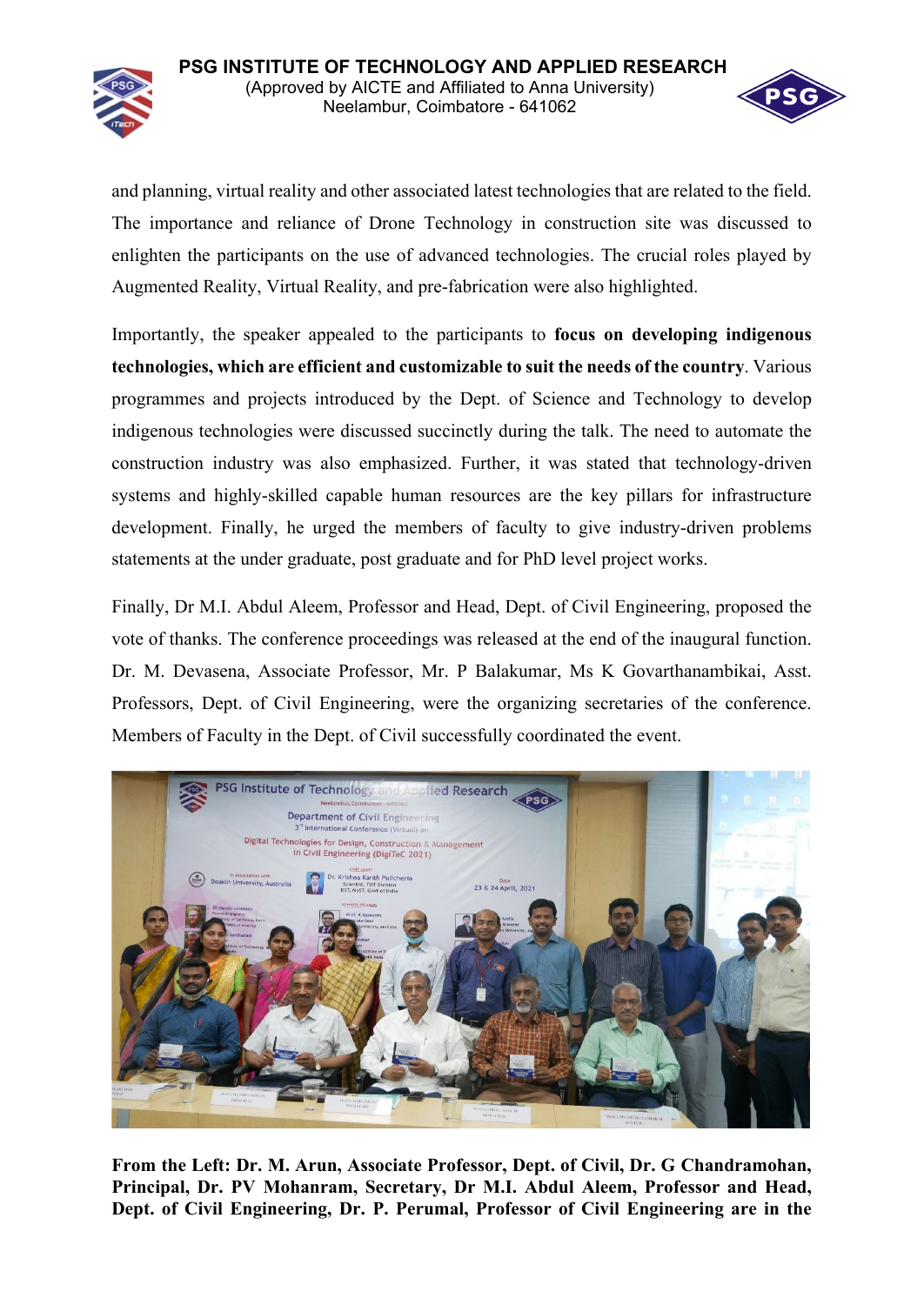and planning, virtual reality and other associated latest technologies that are related to the field. The importance and reliance of Drone Technology in construction site was discussed to enlighten the participants on the use of advanced technologies. The crucial roles played by Augmented Reality, Virtual Reality, and pre-fabrication were also highlighted.

Importantly, the speaker appealed to the participants to **focus on developing indigenous technologies, which are efficient and customizable to suit the needs of the country**. Various programmes and projects introduced by the Dept. of Science and Technology to develop indigenous technologies were discussed succinctly during the talk. The need to automate the construction industry was also emphasized. Further, it was stated that technology-driven systems and highly-skilled capable human resources are the key pillars for infrastructure development. Finally, he urged the members of faculty to give industry-driven problems statements at the under graduate, post graduate and for PhD level project works.

Finally, Dr M.I. Abdul Aleem, Professor and Head, Dept. of Civil Engineering, proposed the vote of thanks. The conference proceedings was released at the end of the inaugural function. Dr. M. Devasena, Associate Professor, Mr. P Balakumar, Ms K Govarthanambikai, Asst. Professors, Dept. of Civil Engineering, were the organizing secretaries of the conference. Members of Faculty in the Dept. of Civil successfully coordinated the event.

**From the Left: Dr. M. Arun, Associate Professor, Dept. of Civil, Dr. G Chandramohan, Principal, Dr. PV Mohanram, Secretary, Dr M.I. Abdul Aleem, Professor and Head, Dept. of Civil Engineering, Dr. P. Perumal, Professor of Civil Engineering are in the**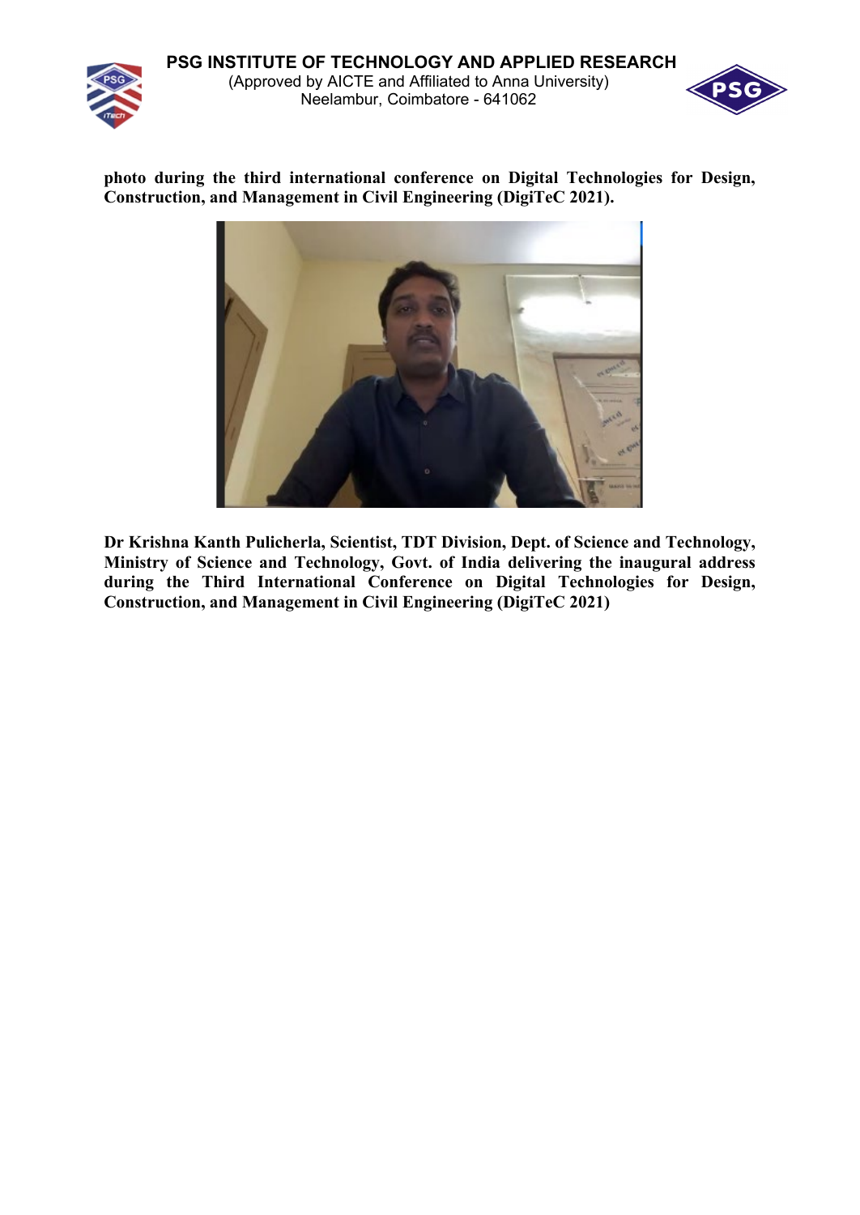**photo during the third international conference on Digital Technologies for Design, Construction, and Management in Civil Engineering (DigiTeC 2021).**

**Dr Krishna Kanth Pulicherla, Scientist, TDT Division, Dept. of Science and Technology, Ministry of Science and Technology, Govt. of India delivering the inaugural address during the Third International Conference on Digital Technologies for Design, Construction, and Management in Civil Engineering (DigiTeC 2021)**